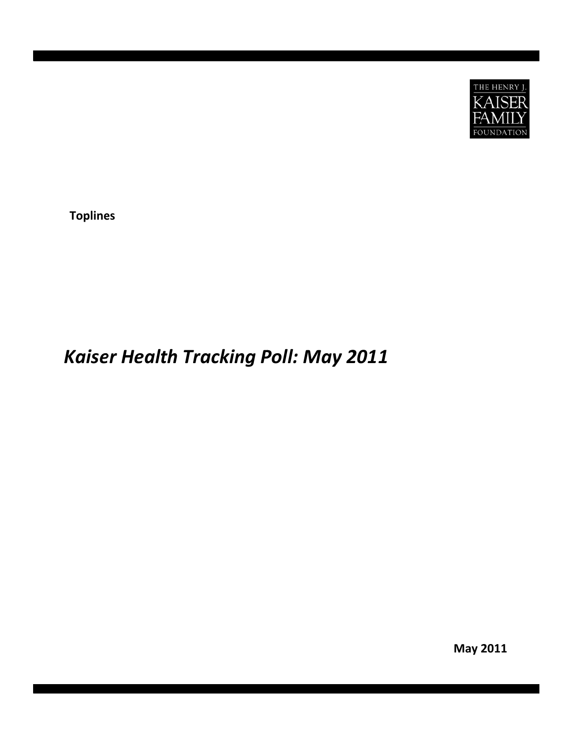THE HENRY J. KAISER FAMILY FOUNDATION

**Toplines**

# *Kaiser Health Tracking Poll: May 2011*

**May 2011**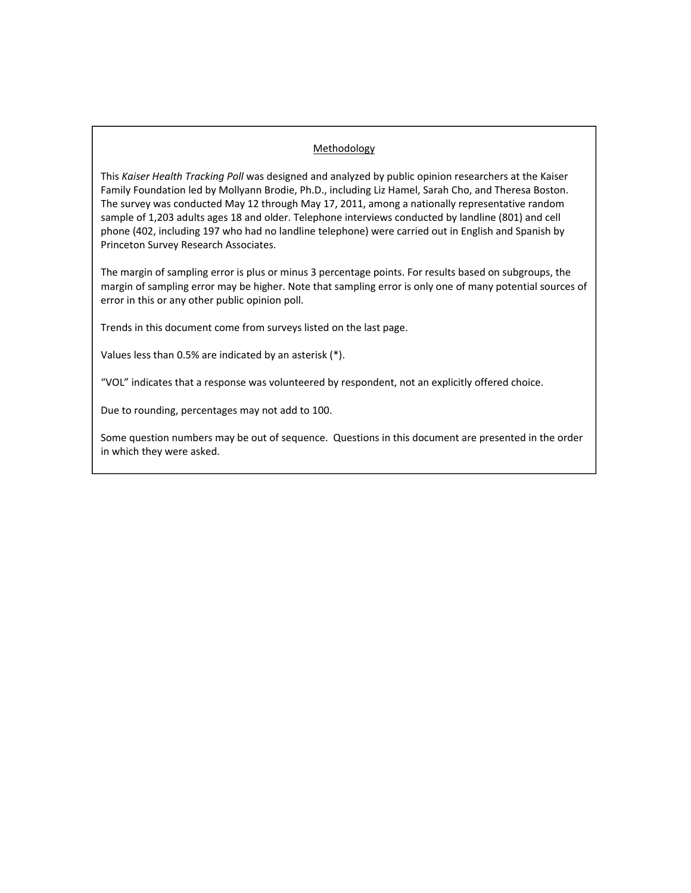## Methodology

This *Kaiser Health Tracking Poll* was designed and analyzed by public opinion researchers at the Kaiser Family Foundation led by Mollyann Brodie, Ph.D., including Liz Hamel, Sarah Cho, and Theresa Boston. The survey was conducted May 12 through May 17, 2011, among a nationally representative random sample of 1,203 adults ages 18 and older. Telephone interviews conducted by landline (801) and cell phone (402, including 197 who had no landline telephone) were carried out in English and Spanish by Princeton Survey Research Associates.

The margin of sampling error is plus or minus 3 percentage points. For results based on subgroups, the margin of sampling error may be higher. Note that sampling error is only one of many potential sources of error in this or any other public opinion poll.

Trends in this document come from surveys listed on the last page.

Values less than 0.5% are indicated by an asterisk (*).

"VOL" indicates that a response was volunteered by respondent, not an explicitly offered choice.

Due to rounding, percentages may not add to 100.

Some question numbers may be out of sequence. Questions in this document are presented in the order in which they were asked.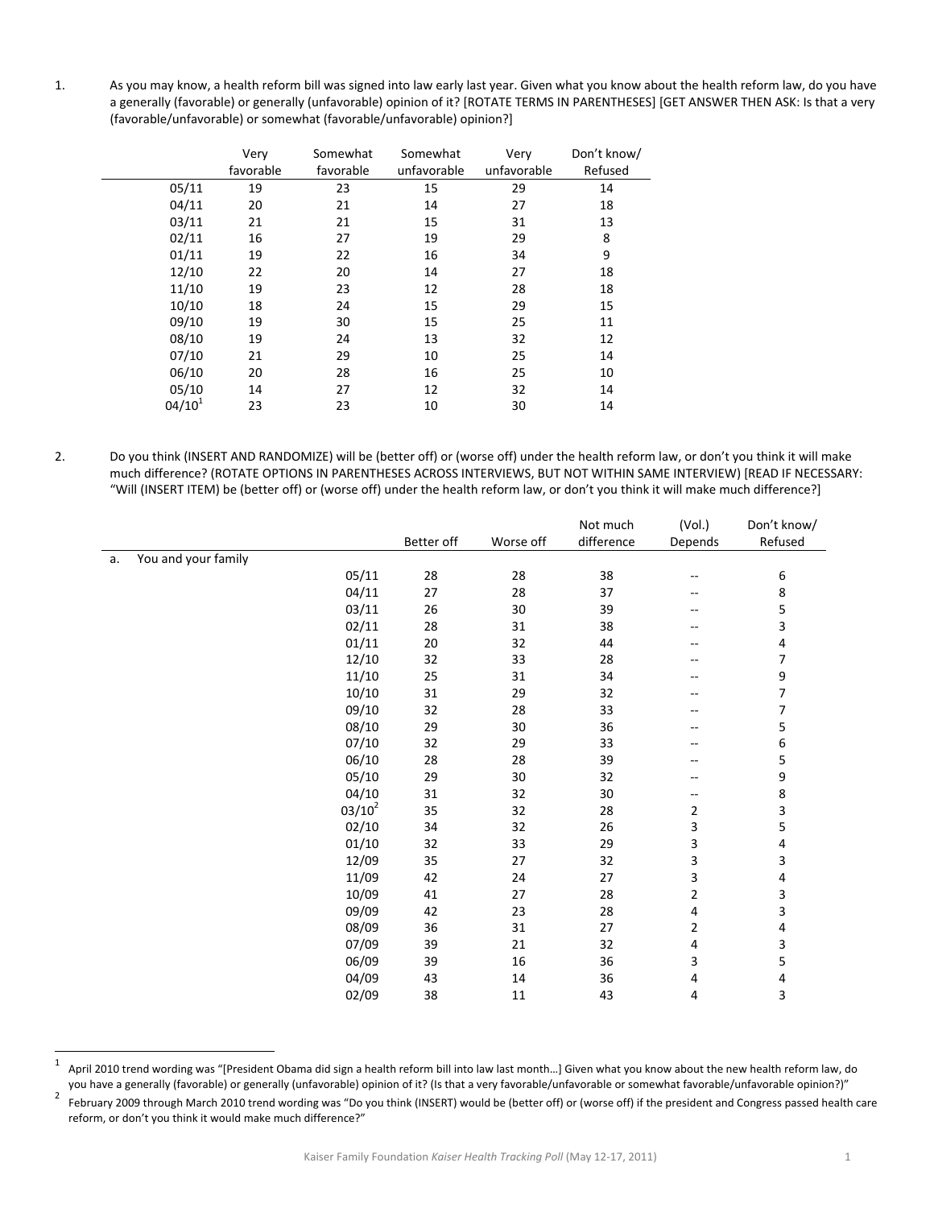1. As you may know, a health reform bill was signed into law early last year. Given what you know about the health reform law, do you have a generally (favorable) or generally (unfavorable) opinion of it? [ROTATE TERMS IN PARENTHESES] [GET ANSWER THEN ASK: Is that a very (favorable/unfavorable) or somewhat (favorable/unfavorable) opinion?]

| | Very favorable | Somewhat favorable | Somewhat unfavorable | Very unfavorable | Don't know/ Refused |
|---|---|---|---|---|---|
| 05/11 | 19 | 23 | 15 | 29 | 14 |
| 04/11 | 20 | 21 | 14 | 27 | 18 |
| 03/11 | 21 | 21 | 15 | 31 | 13 |
| 02/11 | 16 | 27 | 19 | 29 | 8 |
| 01/11 | 19 | 22 | 16 | 34 | 9 |
| 12/10 | 22 | 20 | 14 | 27 | 18 |
| 11/10 | 19 | 23 | 12 | 28 | 18 |
| 10/10 | 18 | 24 | 15 | 29 | 15 |
| 09/10 | 19 | 30 | 15 | 25 | 11 |
| 08/10 | 19 | 24 | 13 | 32 | 12 |
| 07/10 | 21 | 29 | 10 | 25 | 14 |
| 06/10 | 20 | 28 | 16 | 25 | 10 |
| 05/10 | 14 | 27 | 12 | 32 | 14 |
| 04/10[1] | 23 | 23 | 10 | 30 | 14 |

2. Do you think (INSERT AND RANDOMIZE) will be (better off) or (worse off) under the health reform law, or don't you think it will make much difference? (ROTATE OPTIONS IN PARENTHESES ACROSS INTERVIEWS, BUT NOT WITHIN SAME INTERVIEW) [READ IF NECESSARY: "Will (INSERT ITEM) be (better off) or (worse off) under the health reform law, or don't you think it will make much difference?]

| | | Better off | Worse off | Not much difference | (Vol.) Depends | Don't know/ Refused |
|---|---|---|---|---|---|---|
| a. You and your family | | | | | | |
| | 05/11 | 28 | 28 | 38 | -- | 6 |
| | 04/11 | 27 | 28 | 37 | -- | 8 |
| | 03/11 | 26 | 30 | 39 | -- | 5 |
| | 02/11 | 28 | 31 | 38 | -- | 3 |
| | 01/11 | 20 | 32 | 44 | -- | 4 |
| | 12/10 | 32 | 33 | 28 | -- | 7 |
| | 11/10 | 25 | 31 | 34 | -- | 9 |
| | 10/10 | 31 | 29 | 32 | -- | 7 |
| | 09/10 | 32 | 28 | 33 | -- | 7 |
| | 08/10 | 29 | 30 | 36 | -- | 5 |
| | 07/10 | 32 | 29 | 33 | -- | 6 |
| | 06/10 | 28 | 28 | 39 | -- | 5 |
| | 05/10 | 29 | 30 | 32 | -- | 9 |
| | 04/10 | 31 | 32 | 30 | -- | 8 |
| | 03/10[2] | 35 | 32 | 28 | 2 | 3 |
| | 02/10 | 34 | 32 | 26 | 3 | 5 |
| | 01/10 | 32 | 33 | 29 | 3 | 4 |
| | 12/09 | 35 | 27 | 32 | 3 | 3 |
| | 11/09 | 42 | 24 | 27 | 3 | 4 |
| | 10/09 | 41 | 27 | 28 | 2 | 3 |
| | 09/09 | 42 | 23 | 28 | 4 | 3 |
| | 08/09 | 36 | 31 | 27 | 2 | 4 |
| | 07/09 | 39 | 21 | 32 | 4 | 3 |
| | 06/09 | 39 | 16 | 36 | 3 | 5 |
| | 04/09 | 43 | 14 | 36 | 4 | 4 |
| | 02/09 | 38 | 11 | 43 | 4 | 3 |

[1] April 2010 trend wording was "[President Obama did sign a health reform bill into law last month…] Given what you know about the new health reform law, do you have a generally (favorable) or generally (unfavorable) opinion of it? (Is that a very favorable/unfavorable or somewhat favorable/unfavorable opinion?)"

[2] February 2009 through March 2010 trend wording was "Do you think (INSERT) would be (better off) or (worse off) if the president and Congress passed health care reform, or don't you think it would make much difference?"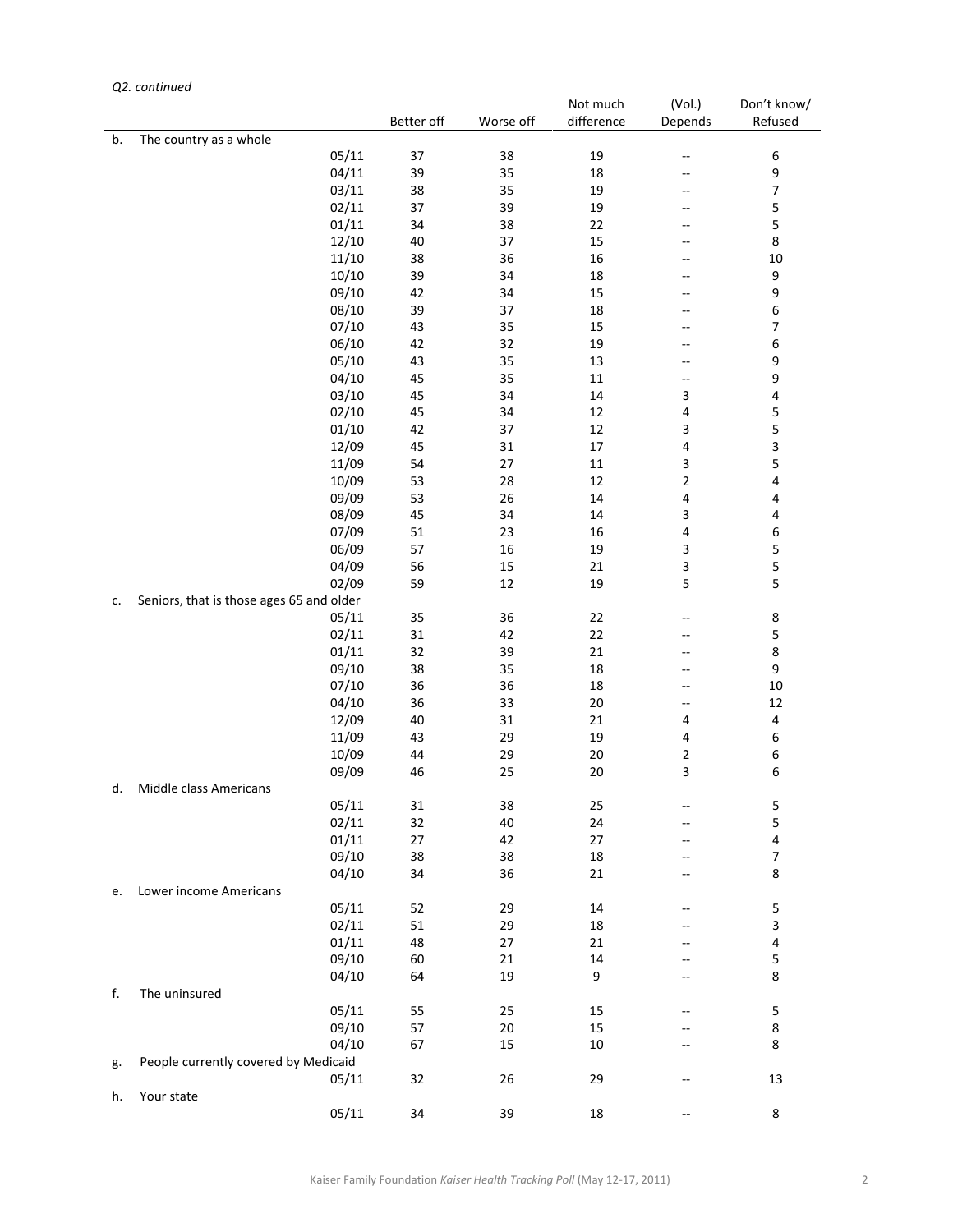*Q2. continued*

| | | Better off | Worse off | Not much difference | (Vol.) Depends | Don't know/ Refused |
|---|---|---|---|---|---|---|
| b. The country as a whole | | | | | | |
| | 05/11 | 37 | 38 | 19 | -- | 6 |
| | 04/11 | 39 | 35 | 18 | -- | 9 |
| | 03/11 | 38 | 35 | 19 | -- | 7 |
| | 02/11 | 37 | 39 | 19 | -- | 5 |
| | 01/11 | 34 | 38 | 22 | -- | 5 |
| | 12/10 | 40 | 37 | 15 | -- | 8 |
| | 11/10 | 38 | 36 | 16 | -- | 10 |
| | 10/10 | 39 | 34 | 18 | -- | 9 |
| | 09/10 | 42 | 34 | 15 | -- | 9 |
| | 08/10 | 39 | 37 | 18 | -- | 6 |
| | 07/10 | 43 | 35 | 15 | -- | 7 |
| | 06/10 | 42 | 32 | 19 | -- | 6 |
| | 05/10 | 43 | 35 | 13 | -- | 9 |
| | 04/10 | 45 | 35 | 11 | -- | 9 |
| | 03/10 | 45 | 34 | 14 | 3 | 4 |
| | 02/10 | 45 | 34 | 12 | 4 | 5 |
| | 01/10 | 42 | 37 | 12 | 3 | 5 |
| | 12/09 | 45 | 31 | 17 | 4 | 3 |
| | 11/09 | 54 | 27 | 11 | 3 | 5 |
| | 10/09 | 53 | 28 | 12 | 2 | 4 |
| | 09/09 | 53 | 26 | 14 | 4 | 4 |
| | 08/09 | 45 | 34 | 14 | 3 | 4 |
| | 07/09 | 51 | 23 | 16 | 4 | 6 |
| | 06/09 | 57 | 16 | 19 | 3 | 5 |
| | 04/09 | 56 | 15 | 21 | 3 | 5 |
| | 02/09 | 59 | 12 | 19 | 5 | 5 |
| c. Seniors, that is those ages 65 and older | | | | | | |
| | 05/11 | 35 | 36 | 22 | -- | 8 |
| | 02/11 | 31 | 42 | 22 | -- | 5 |
| | 01/11 | 32 | 39 | 21 | -- | 8 |
| | 09/10 | 38 | 35 | 18 | -- | 9 |
| | 07/10 | 36 | 36 | 18 | -- | 10 |
| | 04/10 | 36 | 33 | 20 | -- | 12 |
| | 12/09 | 40 | 31 | 21 | 4 | 4 |
| | 11/09 | 43 | 29 | 19 | 4 | 6 |
| | 10/09 | 44 | 29 | 20 | 2 | 6 |
| | 09/09 | 46 | 25 | 20 | 3 | 6 |
| d. Middle class Americans | | | | | | |
| | 05/11 | 31 | 38 | 25 | -- | 5 |
| | 02/11 | 32 | 40 | 24 | -- | 5 |
| | 01/11 | 27 | 42 | 27 | -- | 4 |
| | 09/10 | 38 | 38 | 18 | -- | 7 |
| | 04/10 | 34 | 36 | 21 | -- | 8 |
| e. Lower income Americans | | | | | | |
| | 05/11 | 52 | 29 | 14 | -- | 5 |
| | 02/11 | 51 | 29 | 18 | -- | 3 |
| | 01/11 | 48 | 27 | 21 | -- | 4 |
| | 09/10 | 60 | 21 | 14 | -- | 5 |
| | 04/10 | 64 | 19 | 9 | -- | 8 |
| f. The uninsured | | | | | | |
| | 05/11 | 55 | 25 | 15 | -- | 5 |
| | 09/10 | 57 | 20 | 15 | -- | 8 |
| | 04/10 | 67 | 15 | 10 | -- | 8 |
| g. People currently covered by Medicaid | | | | | | |
| | 05/11 | 32 | 26 | 29 | -- | 13 |
| h. Your state | | | | | | |
| | 05/11 | 34 | 39 | 18 | -- | 8 |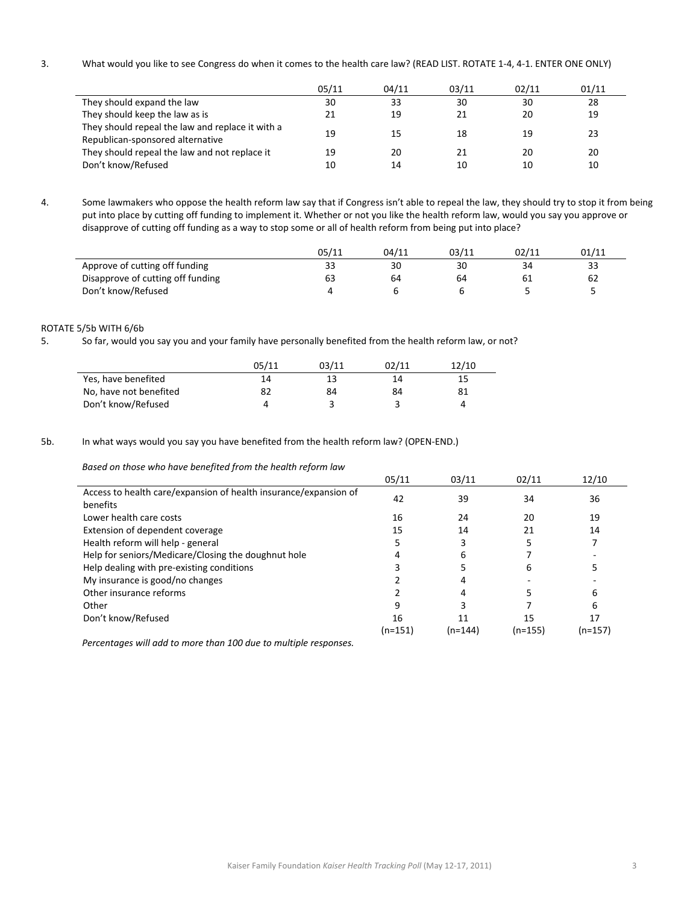3. What would you like to see Congress do when it comes to the health care law? (READ LIST. ROTATE 1-4, 4-1. ENTER ONE ONLY)

| | 05/11 | 04/11 | 03/11 | 02/11 | 01/11 |
|---|---|---|---|---|---|
| They should expand the law | 30 | 33 | 30 | 30 | 28 |
| They should keep the law as is | 21 | 19 | 21 | 20 | 19 |
| They should repeal the law and replace it with a Republican-sponsored alternative | 19 | 15 | 18 | 19 | 23 |
| They should repeal the law and not replace it | 19 | 20 | 21 | 20 | 20 |
| Don't know/Refused | 10 | 14 | 10 | 10 | 10 |

4. Some lawmakers who oppose the health reform law say that if Congress isn't able to repeal the law, they should try to stop it from being put into place by cutting off funding to implement it. Whether or not you like the health reform law, would you say you approve or disapprove of cutting off funding as a way to stop some or all of health reform from being put into place?

| | 05/11 | 04/11 | 03/11 | 02/11 | 01/11 |
|---|---|---|---|---|---|
| Approve of cutting off funding | 33 | 30 | 30 | 34 | 33 |
| Disapprove of cutting off funding | 63 | 64 | 64 | 61 | 62 |
| Don't know/Refused | 4 | 6 | 6 | 5 | 5 |

ROTATE 5/5b WITH 6/6b

5. So far, would you say you and your family have personally benefited from the health reform law, or not?

| | 05/11 | 03/11 | 02/11 | 12/10 |
|---|---|---|---|---|
| Yes, have benefited | 14 | 13 | 14 | 15 |
| No, have not benefited | 82 | 84 | 84 | 81 |
| Don't know/Refused | 4 | 3 | 3 | 4 |

5b. In what ways would you say you have benefited from the health reform law? (OPEN-END.)

*Based on those who have benefited from the health reform law*

| | 05/11 | 03/11 | 02/11 | 12/10 |
|---|---|---|---|---|
| Access to health care/expansion of health insurance/expansion of benefits | 42 | 39 | 34 | 36 |
| Lower health care costs | 16 | 24 | 20 | 19 |
| Extension of dependent coverage | 15 | 14 | 21 | 14 |
| Health reform will help - general | 5 | 3 | 5 | 7 |
| Help for seniors/Medicare/Closing the doughnut hole | 4 | 6 | 7 | - |
| Help dealing with pre-existing conditions | 3 | 5 | 6 | 5 |
| My insurance is good/no changes | 2 | 4 | - | - |
| Other insurance reforms | 2 | 4 | 5 | 6 |
| Other | 9 | 3 | 7 | 6 |
| Don't know/Refused | 16 | 11 | 15 | 17 |
| | (n=151) | (n=144) | (n=155) | (n=157) |

*Percentages will add to more than 100 due to multiple responses.*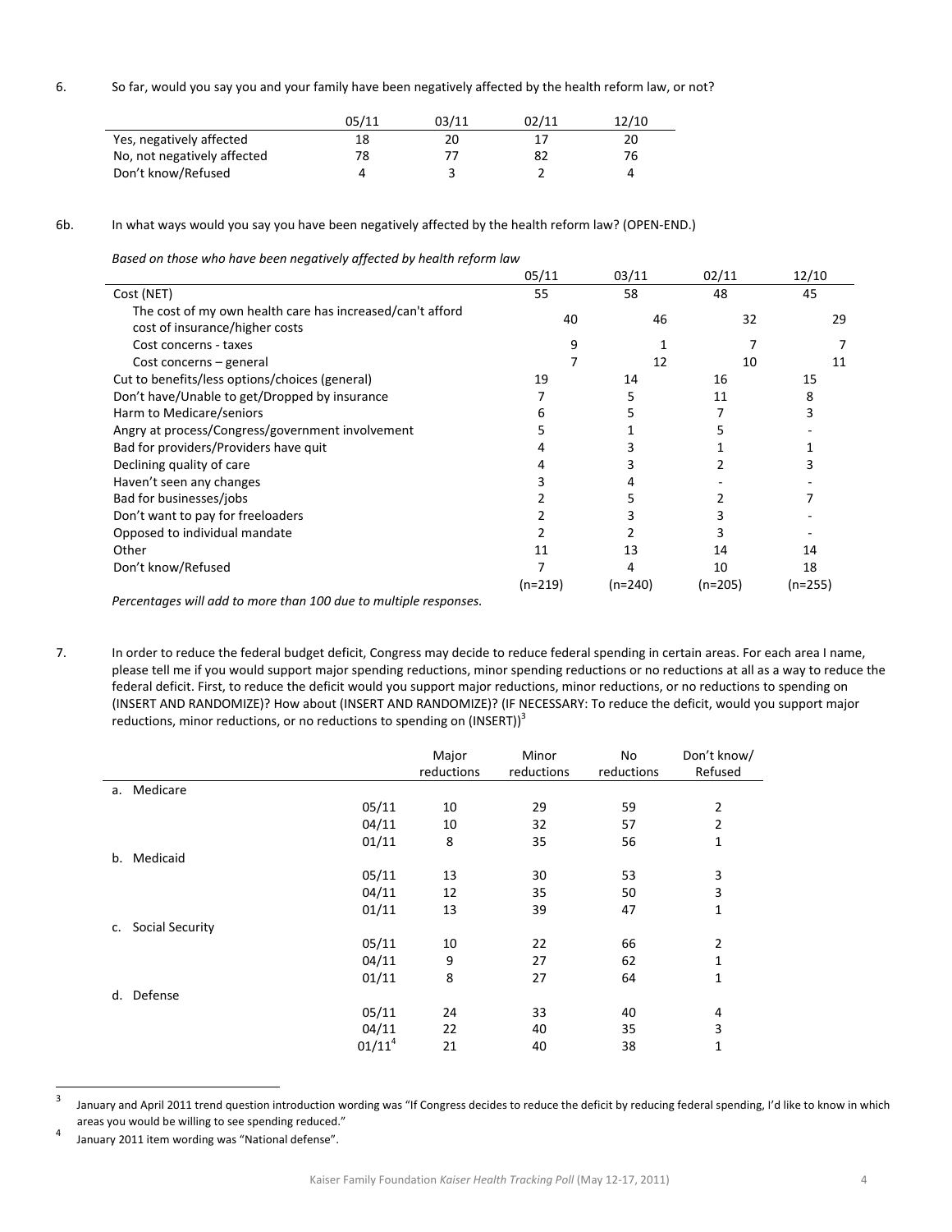6. So far, would you say you and your family have been negatively affected by the health reform law, or not?

| | 05/11 | 03/11 | 02/11 | 12/10 |
|---|---|---|---|---|
| Yes, negatively affected | 18 | 20 | 17 | 20 |
| No, not negatively affected | 78 | 77 | 82 | 76 |
| Don't know/Refused | 4 | 3 | 2 | 4 |

6b. In what ways would you say you have been negatively affected by the health reform law? (OPEN-END.)

*Based on those who have been negatively affected by health reform law*

| | 05/11 | 03/11 | 02/11 | 12/10 |
|---|---|---|---|---|
| Cost (NET) | 55 | 58 | 48 | 45 |
| The cost of my own health care has increased/can't afford cost of insurance/higher costs | 40 | 46 | 32 | 29 |
| Cost concerns - taxes | 9 | 1 | 7 | 7 |
| Cost concerns – general | 7 | 12 | 10 | 11 |
| Cut to benefits/less options/choices (general) | 19 | 14 | 16 | 15 |
| Don't have/Unable to get/Dropped by insurance | 7 | 5 | 11 | 8 |
| Harm to Medicare/seniors | 6 | 5 | 7 | 3 |
| Angry at process/Congress/government involvement | 5 | 1 | 5 | - |
| Bad for providers/Providers have quit | 4 | 3 | 1 | 1 |
| Declining quality of care | 4 | 3 | 2 | 3 |
| Haven't seen any changes | 3 | 4 | - | - |
| Bad for businesses/jobs | 2 | 5 | 2 | 7 |
| Don't want to pay for freeloaders | 2 | 3 | 3 | - |
| Opposed to individual mandate | 2 | 2 | 3 | - |
| Other | 11 | 13 | 14 | 14 |
| Don't know/Refused | 7 | 4 | 10 | 18 |
| | (n=219) | (n=240) | (n=205) | (n=255) |

*Percentages will add to more than 100 due to multiple responses.*

7. In order to reduce the federal budget deficit, Congress may decide to reduce federal spending in certain areas. For each area I name, please tell me if you would support major spending reductions, minor spending reductions or no reductions at all as a way to reduce the federal deficit. First, to reduce the deficit would you support major reductions, minor reductions, or no reductions to spending on (INSERT AND RANDOMIZE)? How about (INSERT AND RANDOMIZE)? (IF NECESSARY: To reduce the deficit, would you support major reductions, minor reductions, or no reductions to spending on (INSERT))[3]

| | | Major reductions | Minor reductions | No reductions | Don't know/ Refused |
|---|---|---|---|---|---|
| a. Medicare | | | | | |
| | 05/11 | 10 | 29 | 59 | 2 |
| | 04/11 | 10 | 32 | 57 | 2 |
| | 01/11 | 8 | 35 | 56 | 1 |
| b. Medicaid | | | | | |
| | 05/11 | 13 | 30 | 53 | 3 |
| | 04/11 | 12 | 35 | 50 | 3 |
| | 01/11 | 13 | 39 | 47 | 1 |
| c. Social Security | | | | | |
| | 05/11 | 10 | 22 | 66 | 2 |
| | 04/11 | 9 | 27 | 62 | 1 |
| | 01/11 | 8 | 27 | 64 | 1 |
| d. Defense | | | | | |
| | 05/11 | 24 | 33 | 40 | 4 |
| | 04/11 | 22 | 40 | 35 | 3 |
| | 01/11[4] | 21 | 40 | 38 | 1 |

[3] January and April 2011 trend question introduction wording was "If Congress decides to reduce the deficit by reducing federal spending, I'd like to know in which areas you would be willing to see spending reduced."

[4] January 2011 item wording was "National defense".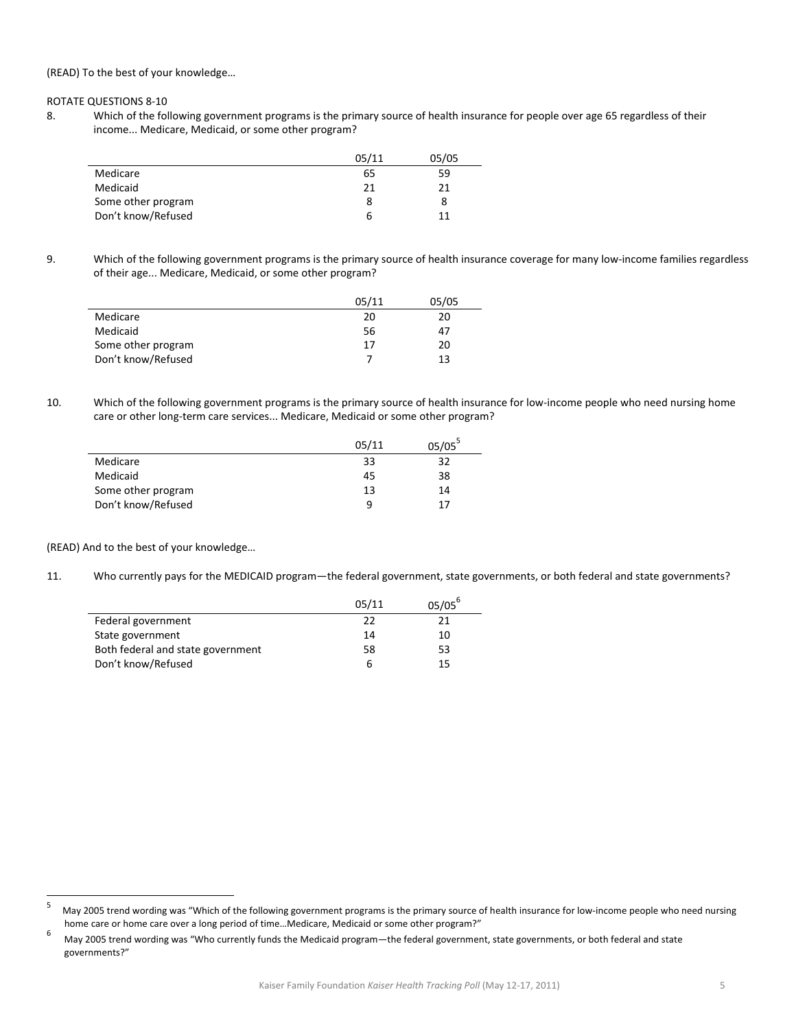(READ) To the best of your knowledge…

ROTATE QUESTIONS 8-10

8. Which of the following government programs is the primary source of health insurance for people over age 65 regardless of their income... Medicare, Medicaid, or some other program?

| | 05/11 | 05/05 |
|---|---|---|
| Medicare | 65 | 59 |
| Medicaid | 21 | 21 |
| Some other program | 8 | 8 |
| Don't know/Refused | 6 | 11 |

9. Which of the following government programs is the primary source of health insurance coverage for many low-income families regardless of their age... Medicare, Medicaid, or some other program?

| | 05/11 | 05/05 |
|---|---|---|
| Medicare | 20 | 20 |
| Medicaid | 56 | 47 |
| Some other program | 17 | 20 |
| Don't know/Refused | 7 | 13 |

10. Which of the following government programs is the primary source of health insurance for low-income people who need nursing home care or other long-term care services... Medicare, Medicaid or some other program?

| | 05/11 | 05/05[5] |
|---|---|---|
| Medicare | 33 | 32 |
| Medicaid | 45 | 38 |
| Some other program | 13 | 14 |
| Don't know/Refused | 9 | 17 |

(READ) And to the best of your knowledge…

11. Who currently pays for the MEDICAID program—the federal government, state governments, or both federal and state governments?

| | 05/11 | 05/05[6] |
|---|---|---|
| Federal government | 22 | 21 |
| State government | 14 | 10 |
| Both federal and state government | 58 | 53 |
| Don't know/Refused | 6 | 15 |

---

[5] May 2005 trend wording was "Which of the following government programs is the primary source of health insurance for low-income people who need nursing home care or home care over a long period of time…Medicare, Medicaid or some other program?"

[6] May 2005 trend wording was "Who currently funds the Medicaid program—the federal government, state governments, or both federal and state governments?"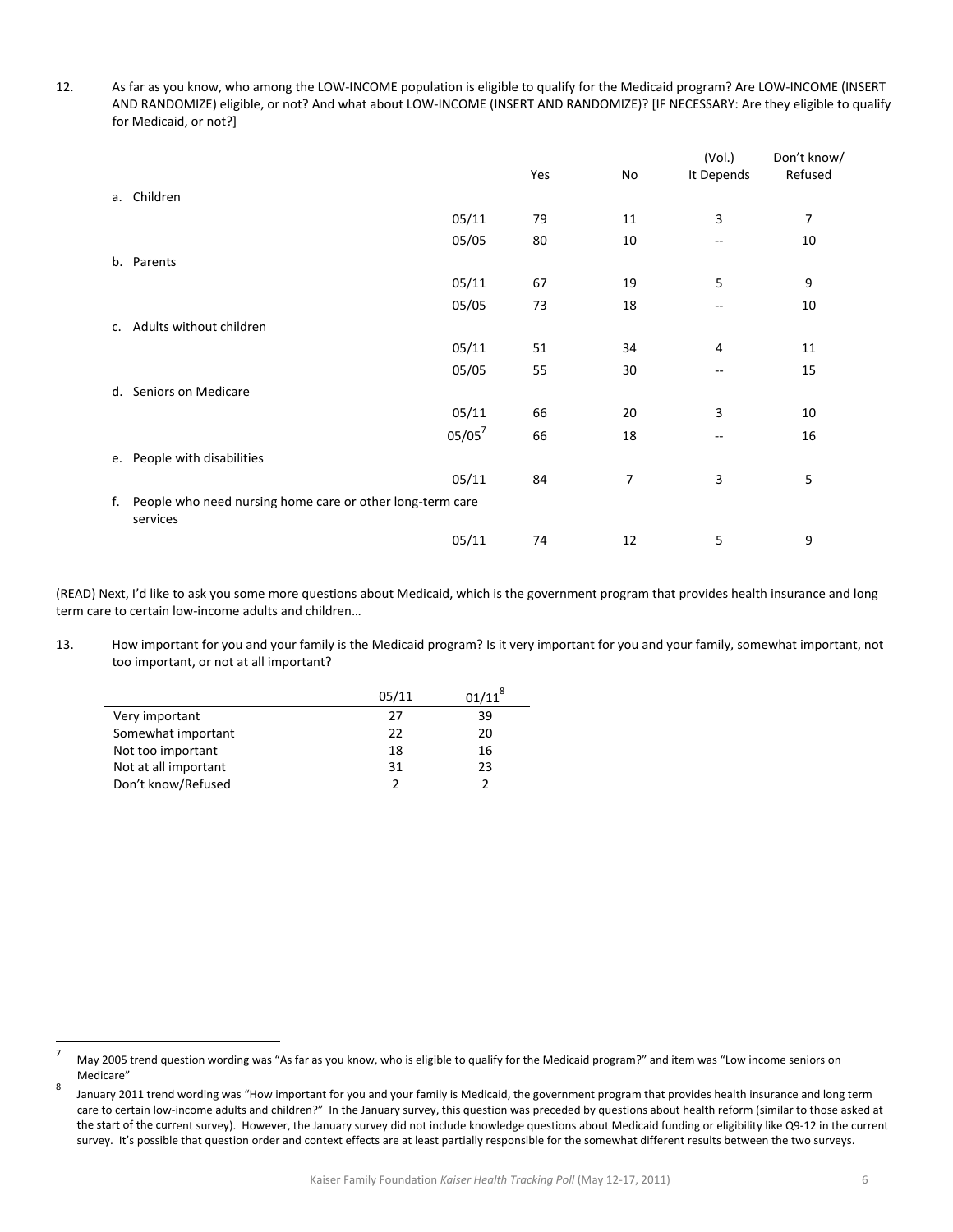12. As far as you know, who among the LOW-INCOME population is eligible to qualify for the Medicaid program? Are LOW-INCOME (INSERT AND RANDOMIZE) eligible, or not? And what about LOW-INCOME (INSERT AND RANDOMIZE)? [IF NECESSARY: Are they eligible to qualify for Medicaid, or not?]

| | | Yes | No | (Vol.) It Depends | Don't know/ Refused |
|---|---|---|---|---|---|
| a. Children | | | | | |
| | 05/11 | 79 | 11 | 3 | 7 |
| | 05/05 | 80 | 10 | -- | 10 |
| b. Parents | | | | | |
| | 05/11 | 67 | 19 | 5 | 9 |
| | 05/05 | 73 | 18 | -- | 10 |
| c. Adults without children | | | | | |
| | 05/11 | 51 | 34 | 4 | 11 |
| | 05/05 | 55 | 30 | -- | 15 |
| d. Seniors on Medicare | | | | | |
| | 05/11 | 66 | 20 | 3 | 10 |
| | 05/05[7] | 66 | 18 | -- | 16 |
| e. People with disabilities | | | | | |
| | 05/11 | 84 | 7 | 3 | 5 |
| f. People who need nursing home care or other long-term care services | | | | | |
| | 05/11 | 74 | 12 | 5 | 9 |

(READ) Next, I'd like to ask you some more questions about Medicaid, which is the government program that provides health insurance and long term care to certain low-income adults and children…

13. How important for you and your family is the Medicaid program? Is it very important for you and your family, somewhat important, not too important, or not at all important?

| | 05/11 | 01/11[8] |
|---|---|---|
| Very important | 27 | 39 |
| Somewhat important | 22 | 20 |
| Not too important | 18 | 16 |
| Not at all important | 31 | 23 |
| Don't know/Refused | 2 | 2 |

[7] May 2005 trend question wording was "As far as you know, who is eligible to qualify for the Medicaid program?" and item was "Low income seniors on Medicare"

[8] January 2011 trend wording was "How important for you and your family is Medicaid, the government program that provides health insurance and long term care to certain low-income adults and children?" In the January survey, this question was preceded by questions about health reform (similar to those asked at the start of the current survey). However, the January survey did not include knowledge questions about Medicaid funding or eligibility like Q9-12 in the current survey. It's possible that question order and context effects are at least partially responsible for the somewhat different results between the two surveys.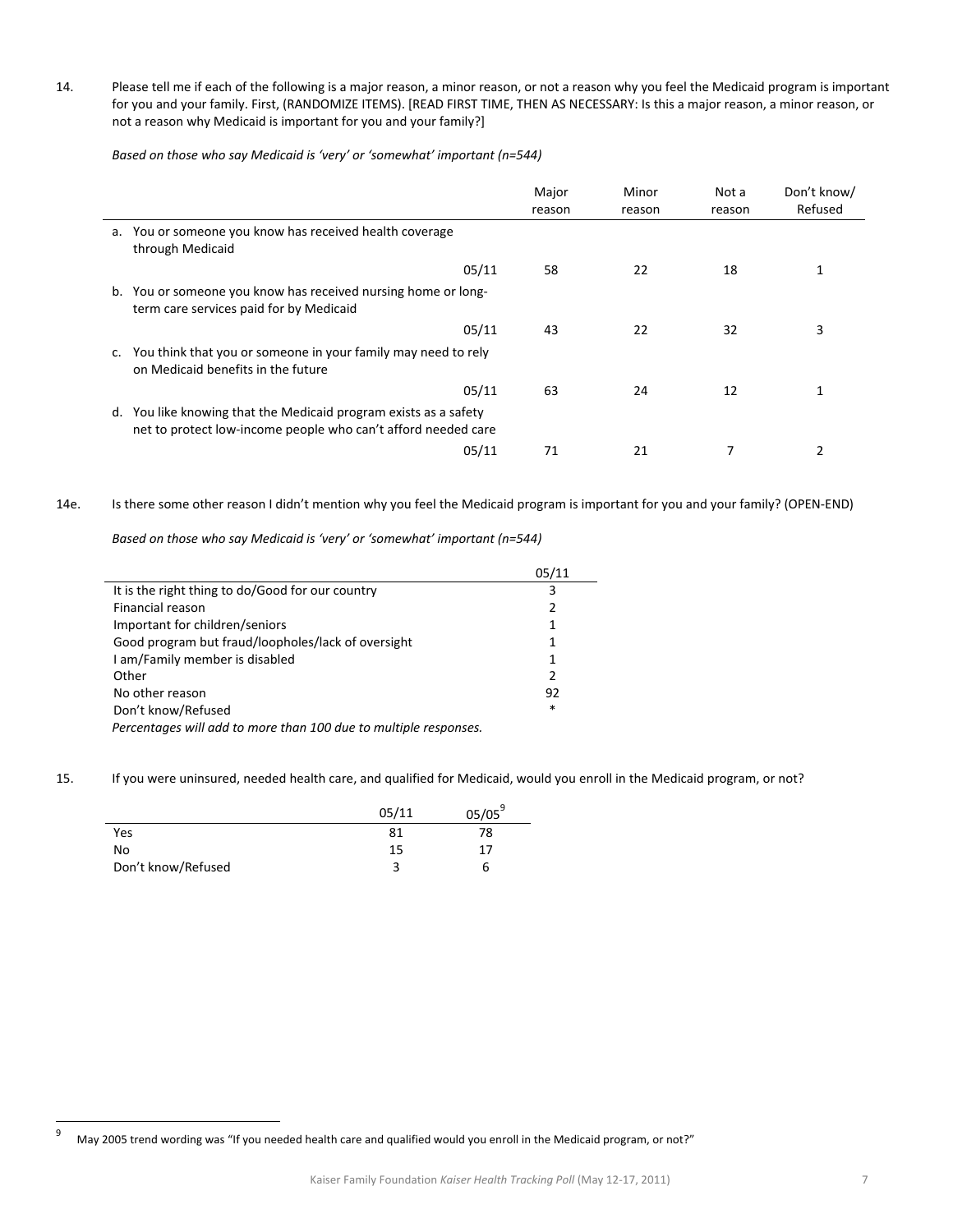14. Please tell me if each of the following is a major reason, a minor reason, or not a reason why you feel the Medicaid program is important for you and your family. First, (RANDOMIZE ITEMS). [READ FIRST TIME, THEN AS NECESSARY: Is this a major reason, a minor reason, or not a reason why Medicaid is important for you and your family?]

*Based on those who say Medicaid is 'very' or 'somewhat' important (n=544)*

| | | Major reason | Minor reason | Not a reason | Don't know/ Refused |
|---|---|---|---|---|---|
| a. You or someone you know has received health coverage through Medicaid | | | | | |
| | 05/11 | 58 | 22 | 18 | 1 |
| b. You or someone you know has received nursing home or long-term care services paid for by Medicaid | | | | | |
| | 05/11 | 43 | 22 | 32 | 3 |
| c. You think that you or someone in your family may need to rely on Medicaid benefits in the future | | | | | |
| | 05/11 | 63 | 24 | 12 | 1 |
| d. You like knowing that the Medicaid program exists as a safety net to protect low-income people who can't afford needed care | | | | | |
| | 05/11 | 71 | 21 | 7 | 2 |

14e. Is there some other reason I didn't mention why you feel the Medicaid program is important for you and your family? (OPEN-END)

*Based on those who say Medicaid is 'very' or 'somewhat' important (n=544)*

| | 05/11 |
|---|---|
| It is the right thing to do/Good for our country | 3 |
| Financial reason | 2 |
| Important for children/seniors | 1 |
| Good program but fraud/loopholes/lack of oversight | 1 |
| I am/Family member is disabled | 1 |
| Other | 2 |
| No other reason | 92 |
| Don't know/Refused | * |

*Percentages will add to more than 100 due to multiple responses.*

15. If you were uninsured, needed health care, and qualified for Medicaid, would you enroll in the Medicaid program, or not?

| | 05/11 | 05/05[9] |
|---|---|---|
| Yes | 81 | 78 |
| No | 15 | 17 |
| Don't know/Refused | 3 | 6 |

[9] May 2005 trend wording was "If you needed health care and qualified would you enroll in the Medicaid program, or not?"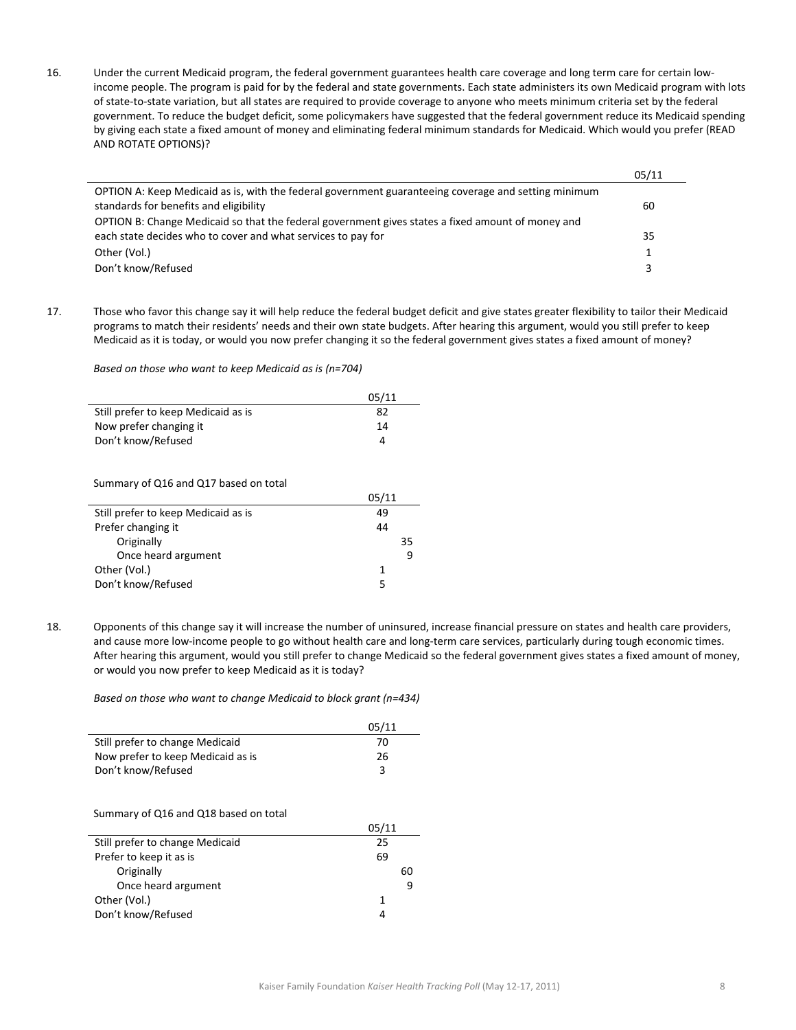16. Under the current Medicaid program, the federal government guarantees health care coverage and long term care for certain low-income people. The program is paid for by the federal and state governments. Each state administers its own Medicaid program with lots of state-to-state variation, but all states are required to provide coverage to anyone who meets minimum criteria set by the federal government. To reduce the budget deficit, some policymakers have suggested that the federal government reduce its Medicaid spending by giving each state a fixed amount of money and eliminating federal minimum standards for Medicaid. Which would you prefer (READ AND ROTATE OPTIONS)?

| | 05/11 |
|---|---|
| OPTION A: Keep Medicaid as is, with the federal government guaranteeing coverage and setting minimum standards for benefits and eligibility | 60 |
| OPTION B: Change Medicaid so that the federal government gives states a fixed amount of money and each state decides who to cover and what services to pay for | 35 |
| Other (Vol.) | 1 |
| Don't know/Refused | 3 |

17. Those who favor this change say it will help reduce the federal budget deficit and give states greater flexibility to tailor their Medicaid programs to match their residents' needs and their own state budgets. After hearing this argument, would you still prefer to keep Medicaid as it is today, or would you now prefer changing it so the federal government gives states a fixed amount of money?

*Based on those who want to keep Medicaid as is (n=704)*

| | 05/11 |
|---|---|
| Still prefer to keep Medicaid as is | 82 |
| Now prefer changing it | 14 |
| Don't know/Refused | 4 |

Summary of Q16 and Q17 based on total

| | 05/11 | |
|---|---|---|
| Still prefer to keep Medicaid as is | 49 | |
| Prefer changing it | 44 | |
| Originally | | 35 |
| Once heard argument | | 9 |
| Other (Vol.) | 1 | |
| Don't know/Refused | 5 | |

18. Opponents of this change say it will increase the number of uninsured, increase financial pressure on states and health care providers, and cause more low-income people to go without health care and long-term care services, particularly during tough economic times. After hearing this argument, would you still prefer to change Medicaid so the federal government gives states a fixed amount of money, or would you now prefer to keep Medicaid as it is today?

*Based on those who want to change Medicaid to block grant (n=434)*

| | 05/11 |
|---|---|
| Still prefer to change Medicaid | 70 |
| Now prefer to keep Medicaid as is | 26 |
| Don't know/Refused | 3 |

Summary of Q16 and Q18 based on total

| | 05/11 | |
|---|---|---|
| Still prefer to change Medicaid | 25 | |
| Prefer to keep it as is | 69 | |
| Originally | | 60 |
| Once heard argument | | 9 |
| Other (Vol.) | 1 | |
| Don't know/Refused | 4 | |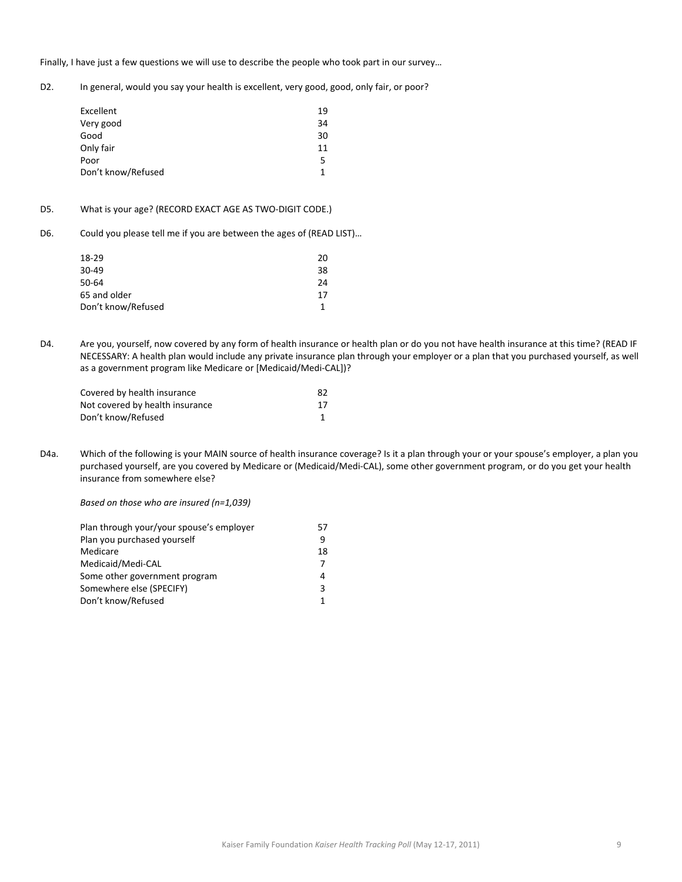Finally, I have just a few questions we will use to describe the people who took part in our survey…

D2. In general, would you say your health is excellent, very good, good, only fair, or poor?

| | |
|---|---|
| Excellent | 19 |
| Very good | 34 |
| Good | 30 |
| Only fair | 11 |
| Poor | 5 |
| Don't know/Refused | 1 |

D5. What is your age? (RECORD EXACT AGE AS TWO-DIGIT CODE.)

D6. Could you please tell me if you are between the ages of (READ LIST)…

| | |
|---|---|
| 18-29 | 20 |
| 30-49 | 38 |
| 50-64 | 24 |
| 65 and older | 17 |
| Don't know/Refused | 1 |

D4. Are you, yourself, now covered by any form of health insurance or health plan or do you not have health insurance at this time? (READ IF NECESSARY: A health plan would include any private insurance plan through your employer or a plan that you purchased yourself, as well as a government program like Medicare or [Medicaid/Medi-CAL])?

| | |
|---|---|
| Covered by health insurance | 82 |
| Not covered by health insurance | 17 |
| Don't know/Refused | 1 |

D4a. Which of the following is your MAIN source of health insurance coverage? Is it a plan through your or your spouse's employer, a plan you purchased yourself, are you covered by Medicare or (Medicaid/Medi-CAL), some other government program, or do you get your health insurance from somewhere else?

*Based on those who are insured (n=1,039)*

| | |
|---|---|
| Plan through your/your spouse's employer | 57 |
| Plan you purchased yourself | 9 |
| Medicare | 18 |
| Medicaid/Medi-CAL | 7 |
| Some other government program | 4 |
| Somewhere else (SPECIFY) | 3 |
| Don't know/Refused | 1 |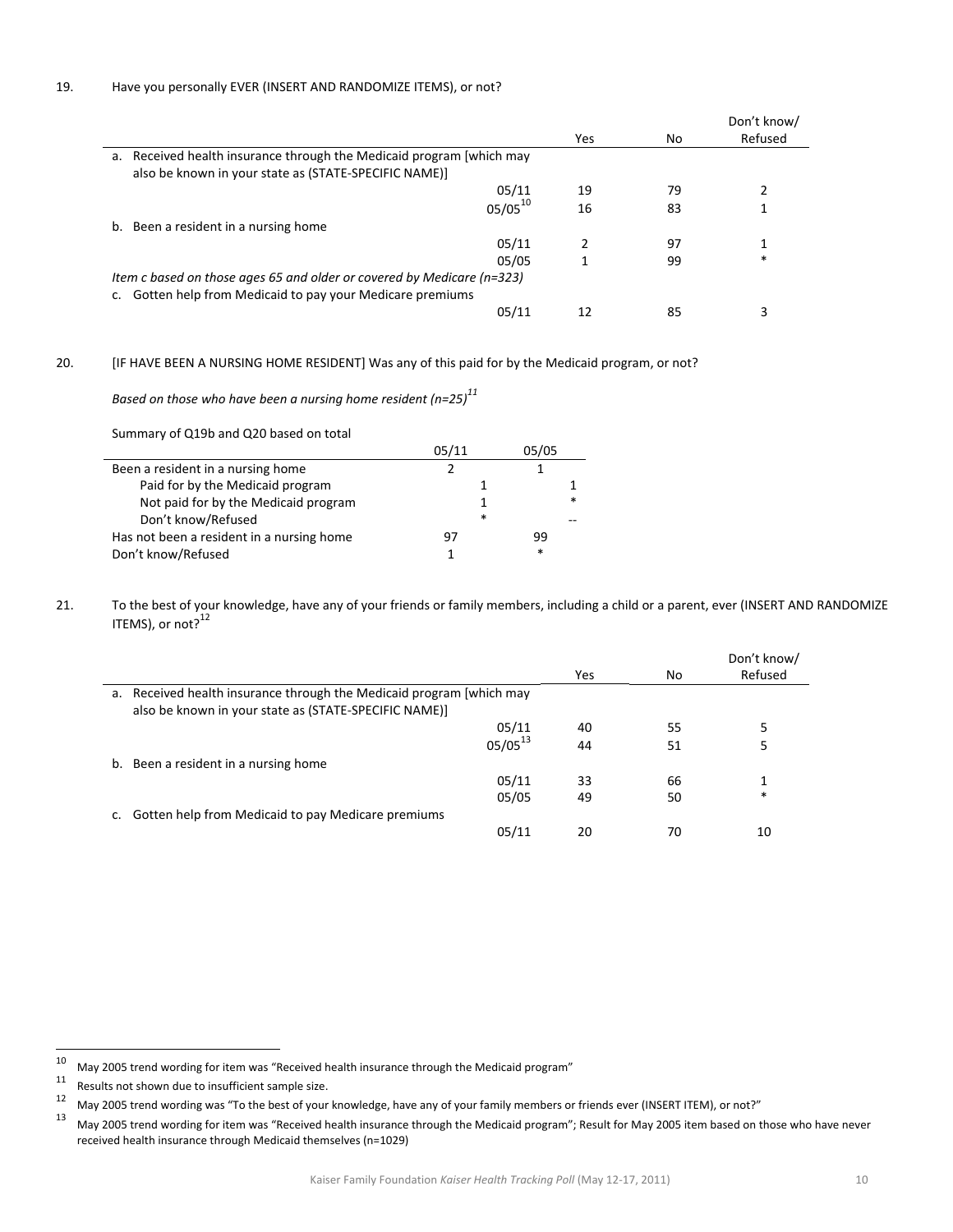19. Have you personally EVER (INSERT AND RANDOMIZE ITEMS), or not?

| | Yes | No | Don't know/ Refused |
|---|---|---|---|
| a. Received health insurance through the Medicaid program [which may also be known in your state as (STATE-SPECIFIC NAME)] | | | |
| 05/11 | 19 | 79 | 2 |
| 05/05[10] | 16 | 83 | 1 |
| b. Been a resident in a nursing home | | | |
| 05/11 | 2 | 97 | 1 |
| 05/05 | 1 | 99 | * |
| *Item c based on those ages 65 and older or covered by Medicare (n=323)* | | | |
| c. Gotten help from Medicaid to pay your Medicare premiums | | | |
| 05/11 | 12 | 85 | 3 |

20. [IF HAVE BEEN A NURSING HOME RESIDENT] Was any of this paid for by the Medicaid program, or not?

*Based on those who have been a nursing home resident (n=25)*[11]

Summary of Q19b and Q20 based on total

| | 05/11 | 05/05 |
|---|---|---|
| Been a resident in a nursing home | 2 | 1 |
| Paid for by the Medicaid program | 1 | 1 |
| Not paid for by the Medicaid program | 1 | * |
| Don't know/Refused | * | -- |
| Has not been a resident in a nursing home | 97 | 99 |
| Don't know/Refused | 1 | * |

21. To the best of your knowledge, have any of your friends or family members, including a child or a parent, ever (INSERT AND RANDOMIZE ITEMS), or not?[12]

| | Yes | No | Don't know/ Refused |
|---|---|---|---|
| a. Received health insurance through the Medicaid program [which may also be known in your state as (STATE-SPECIFIC NAME)] | | | |
| 05/11 | 40 | 55 | 5 |
| 05/05[13] | 44 | 51 | 5 |
| b. Been a resident in a nursing home | | | |
| 05/11 | 33 | 66 | 1 |
| 05/05 | 49 | 50 | * |
| c. Gotten help from Medicaid to pay Medicare premiums | | | |
| 05/11 | 20 | 70 | 10 |

---

[10] May 2005 trend wording for item was "Received health insurance through the Medicaid program"

[11] Results not shown due to insufficient sample size.

[12] May 2005 trend wording was "To the best of your knowledge, have any of your family members or friends ever (INSERT ITEM), or not?"

[13] May 2005 trend wording for item was "Received health insurance through the Medicaid program"; Result for May 2005 item based on those who have never received health insurance through Medicaid themselves (n=1029)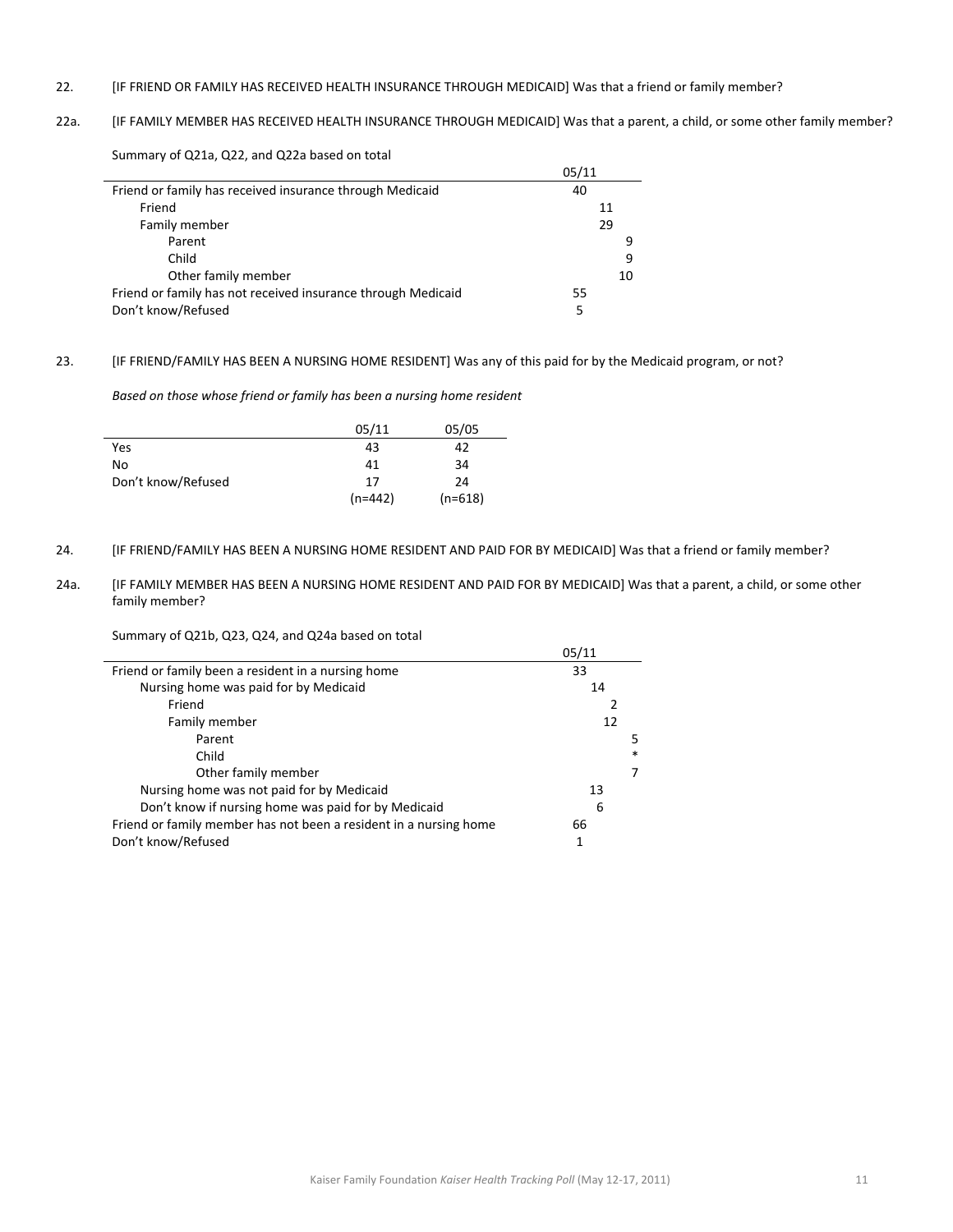22. [IF FRIEND OR FAMILY HAS RECEIVED HEALTH INSURANCE THROUGH MEDICAID] Was that a friend or family member?

22a. [IF FAMILY MEMBER HAS RECEIVED HEALTH INSURANCE THROUGH MEDICAID] Was that a parent, a child, or some other family member?

Summary of Q21a, Q22, and Q22a based on total

| | 05/11 |
|---|---|
| Friend or family has received insurance through Medicaid | 40 |
| Friend | 11 |
| Family member | 29 |
| Parent | 9 |
| Child | 9 |
| Other family member | 10 |
| Friend or family has not received insurance through Medicaid | 55 |
| Don't know/Refused | 5 |

23. [IF FRIEND/FAMILY HAS BEEN A NURSING HOME RESIDENT] Was any of this paid for by the Medicaid program, or not?

*Based on those whose friend or family has been a nursing home resident*

| | 05/11 | 05/05 |
|---|---|---|
| Yes | 43 | 42 |
| No | 41 | 34 |
| Don't know/Refused | 17 | 24 |
| | (n=442) | (n=618) |

24. [IF FRIEND/FAMILY HAS BEEN A NURSING HOME RESIDENT AND PAID FOR BY MEDICAID] Was that a friend or family member?

24a. [IF FAMILY MEMBER HAS BEEN A NURSING HOME RESIDENT AND PAID FOR BY MEDICAID] Was that a parent, a child, or some other family member?

Summary of Q21b, Q23, Q24, and Q24a based on total

| | 05/11 |
|---|---|
| Friend or family been a resident in a nursing home | 33 |
| Nursing home was paid for by Medicaid | 14 |
| Friend | 2 |
| Family member | 12 |
| Parent | 5 |
| Child | * |
| Other family member | 7 |
| Nursing home was not paid for by Medicaid | 13 |
| Don't know if nursing home was paid for by Medicaid | 6 |
| Friend or family member has not been a resident in a nursing home | 66 |
| Don't know/Refused | 1 |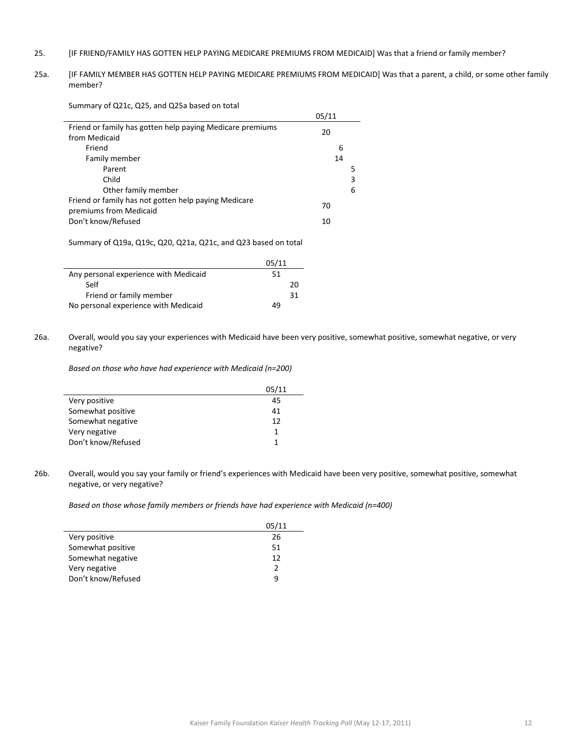25. [IF FRIEND/FAMILY HAS GOTTEN HELP PAYING MEDICARE PREMIUMS FROM MEDICAID] Was that a friend or family member?

25a. [IF FAMILY MEMBER HAS GOTTEN HELP PAYING MEDICARE PREMIUMS FROM MEDICAID] Was that a parent, a child, or some other family member?

Summary of Q21c, Q25, and Q25a based on total

| | 05/11 |
|---|---|
| Friend or family has gotten help paying Medicare premiums from Medicaid | 20 |
| Friend | 6 |
| Family member | 14 |
| Parent | 5 |
| Child | 3 |
| Other family member | 6 |
| Friend or family has not gotten help paying Medicare premiums from Medicaid | 70 |
| Don't know/Refused | 10 |

Summary of Q19a, Q19c, Q20, Q21a, Q21c, and Q23 based on total

| | 05/11 |
|---|---|
| Any personal experience with Medicaid | 51 |
| Self | 20 |
| Friend or family member | 31 |
| No personal experience with Medicaid | 49 |

26a. Overall, would you say your experiences with Medicaid have been very positive, somewhat positive, somewhat negative, or very negative?

*Based on those who have had experience with Medicaid (n=200)*

| | 05/11 |
|---|---|
| Very positive | 45 |
| Somewhat positive | 41 |
| Somewhat negative | 12 |
| Very negative | 1 |
| Don't know/Refused | 1 |

26b. Overall, would you say your family or friend's experiences with Medicaid have been very positive, somewhat positive, somewhat negative, or very negative?

*Based on those whose family members or friends have had experience with Medicaid (n=400)*

| | 05/11 |
|---|---|
| Very positive | 26 |
| Somewhat positive | 51 |
| Somewhat negative | 12 |
| Very negative | 2 |
| Don't know/Refused | 9 |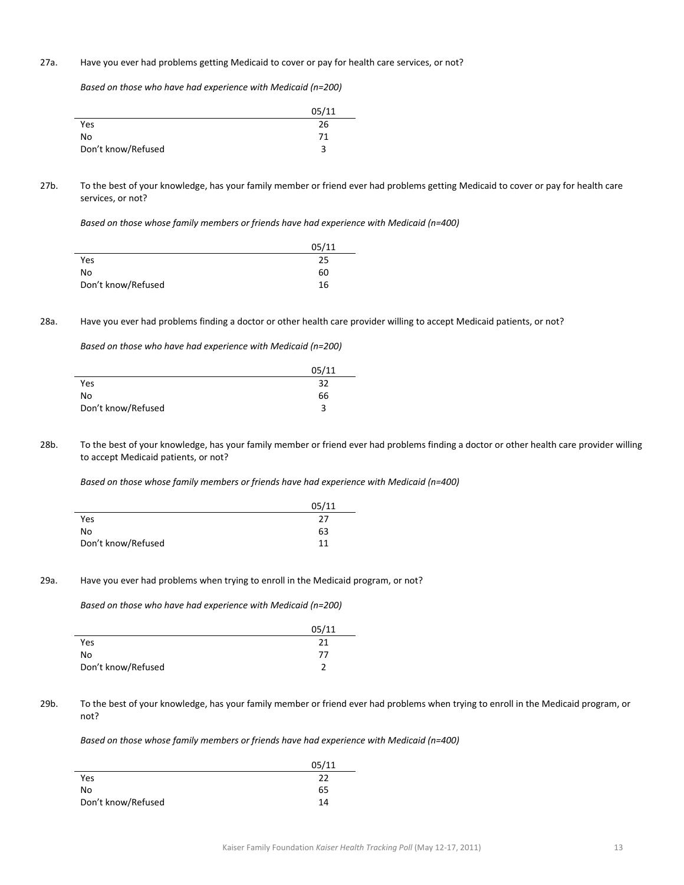27a. Have you ever had problems getting Medicaid to cover or pay for health care services, or not?

*Based on those who have had experience with Medicaid (n=200)*

| | 05/11 |
|---|---|
| Yes | 26 |
| No | 71 |
| Don't know/Refused | 3 |

27b. To the best of your knowledge, has your family member or friend ever had problems getting Medicaid to cover or pay for health care services, or not?

*Based on those whose family members or friends have had experience with Medicaid (n=400)*

| | 05/11 |
|---|---|
| Yes | 25 |
| No | 60 |
| Don't know/Refused | 16 |

28a. Have you ever had problems finding a doctor or other health care provider willing to accept Medicaid patients, or not?

*Based on those who have had experience with Medicaid (n=200)*

| | 05/11 |
|---|---|
| Yes | 32 |
| No | 66 |
| Don't know/Refused | 3 |

28b. To the best of your knowledge, has your family member or friend ever had problems finding a doctor or other health care provider willing to accept Medicaid patients, or not?

*Based on those whose family members or friends have had experience with Medicaid (n=400)*

| | 05/11 |
|---|---|
| Yes | 27 |
| No | 63 |
| Don't know/Refused | 11 |

29a. Have you ever had problems when trying to enroll in the Medicaid program, or not?

*Based on those who have had experience with Medicaid (n=200)*

| | 05/11 |
|---|---|
| Yes | 21 |
| No | 77 |
| Don't know/Refused | 2 |

29b. To the best of your knowledge, has your family member or friend ever had problems when trying to enroll in the Medicaid program, or not?

*Based on those whose family members or friends have had experience with Medicaid (n=400)*

| | 05/11 |
|---|---|
| Yes | 22 |
| No | 65 |
| Don't know/Refused | 14 |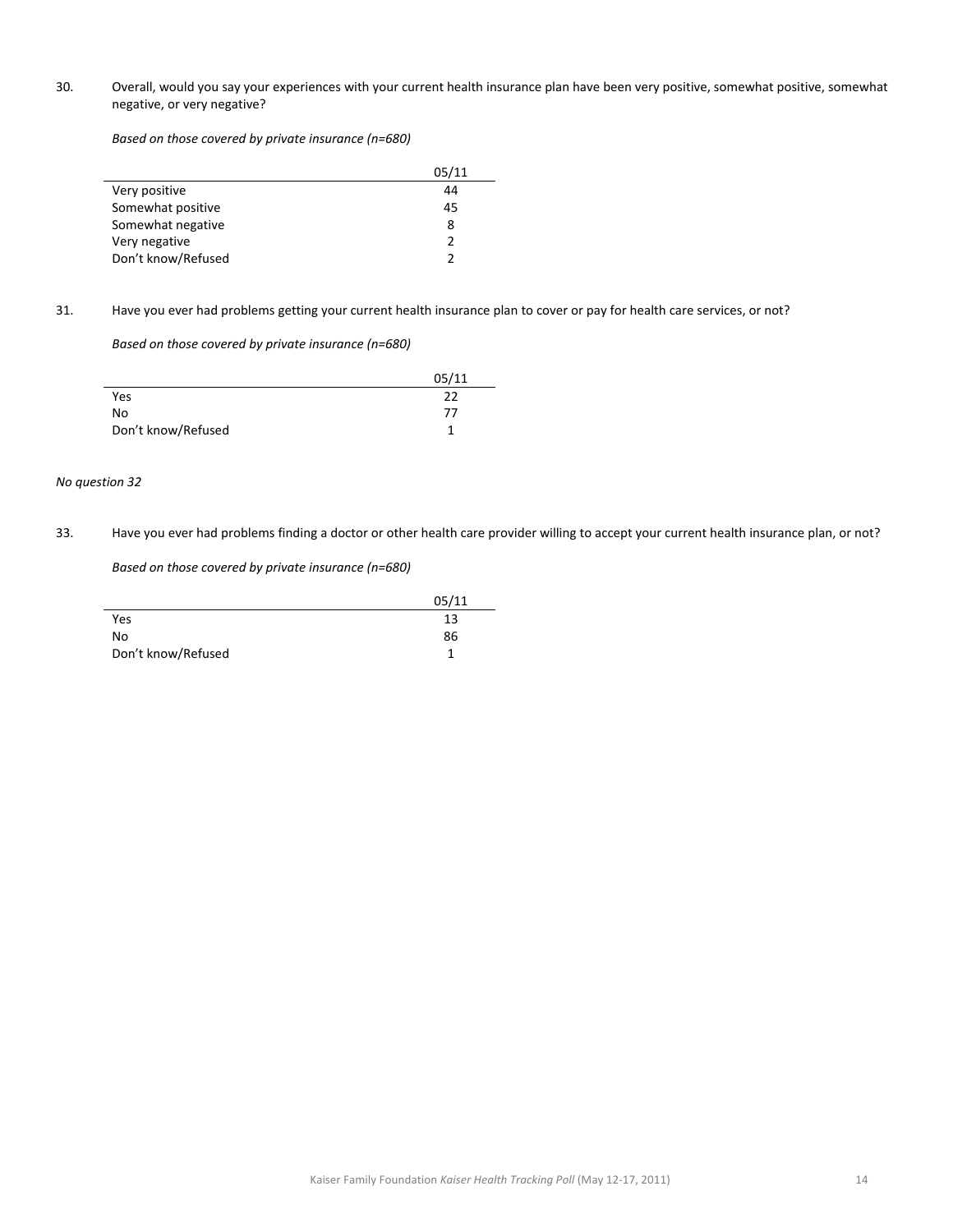30. Overall, would you say your experiences with your current health insurance plan have been very positive, somewhat positive, somewhat negative, or very negative?

*Based on those covered by private insurance (n=680)*

| | 05/11 |
|---|---|
| Very positive | 44 |
| Somewhat positive | 45 |
| Somewhat negative | 8 |
| Very negative | 2 |
| Don't know/Refused | 2 |

31. Have you ever had problems getting your current health insurance plan to cover or pay for health care services, or not?

*Based on those covered by private insurance (n=680)*

| | 05/11 |
|---|---|
| Yes | 22 |
| No | 77 |
| Don't know/Refused | 1 |

*No question 32*

33. Have you ever had problems finding a doctor or other health care provider willing to accept your current health insurance plan, or not?

*Based on those covered by private insurance (n=680)*

| | 05/11 |
|---|---|
| Yes | 13 |
| No | 86 |
| Don't know/Refused | 1 |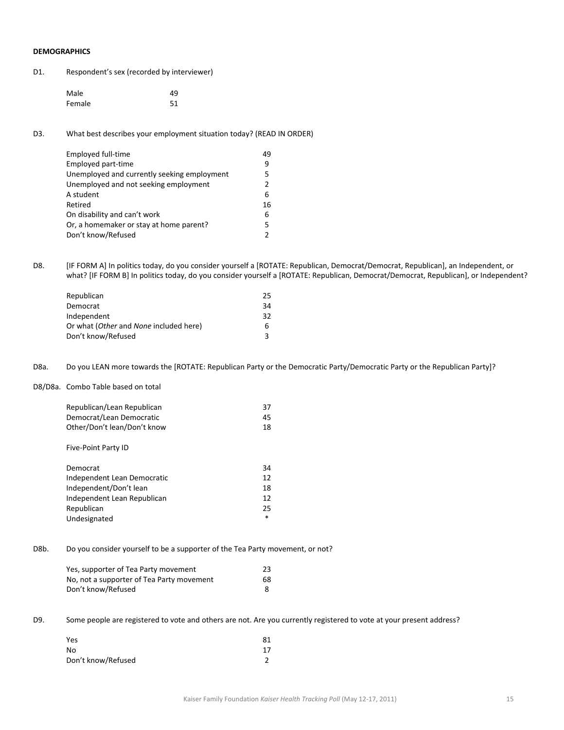**DEMOGRAPHICS**

D1. Respondent's sex (recorded by interviewer)

| | |
|---|---|
| Male | 49 |
| Female | 51 |

D3. What best describes your employment situation today? (READ IN ORDER)

| | |
|---|---|
| Employed full-time | 49 |
| Employed part-time | 9 |
| Unemployed and currently seeking employment | 5 |
| Unemployed and not seeking employment | 2 |
| A student | 6 |
| Retired | 16 |
| On disability and can't work | 6 |
| Or, a homemaker or stay at home parent? | 5 |
| Don't know/Refused | 2 |

D8. [IF FORM A] In politics today, do you consider yourself a [ROTATE: Republican, Democrat/Democrat, Republican], an Independent, or what? [IF FORM B] In politics today, do you consider yourself a [ROTATE: Republican, Democrat/Democrat, Republican], or Independent?

| | |
|---|---|
| Republican | 25 |
| Democrat | 34 |
| Independent | 32 |
| Or what (*Other* and *None* included here) | 6 |
| Don't know/Refused | 3 |

D8a. Do you LEAN more towards the [ROTATE: Republican Party or the Democratic Party/Democratic Party or the Republican Party]?

D8/D8a. Combo Table based on total

| | |
|---|---|
| Republican/Lean Republican | 37 |
| Democrat/Lean Democratic | 45 |
| Other/Don't lean/Don't know | 18 |

Five-Point Party ID

| | |
|---|---|
| Democrat | 34 |
| Independent Lean Democratic | 12 |
| Independent/Don't lean | 18 |
| Independent Lean Republican | 12 |
| Republican | 25 |
| Undesignated | * |

D8b. Do you consider yourself to be a supporter of the Tea Party movement, or not?

| | |
|---|---|
| Yes, supporter of Tea Party movement | 23 |
| No, not a supporter of Tea Party movement | 68 |
| Don't know/Refused | 8 |

D9. Some people are registered to vote and others are not. Are you currently registered to vote at your present address?

| | |
|---|---|
| Yes | 81 |
| No | 17 |
| Don't know/Refused | 2 |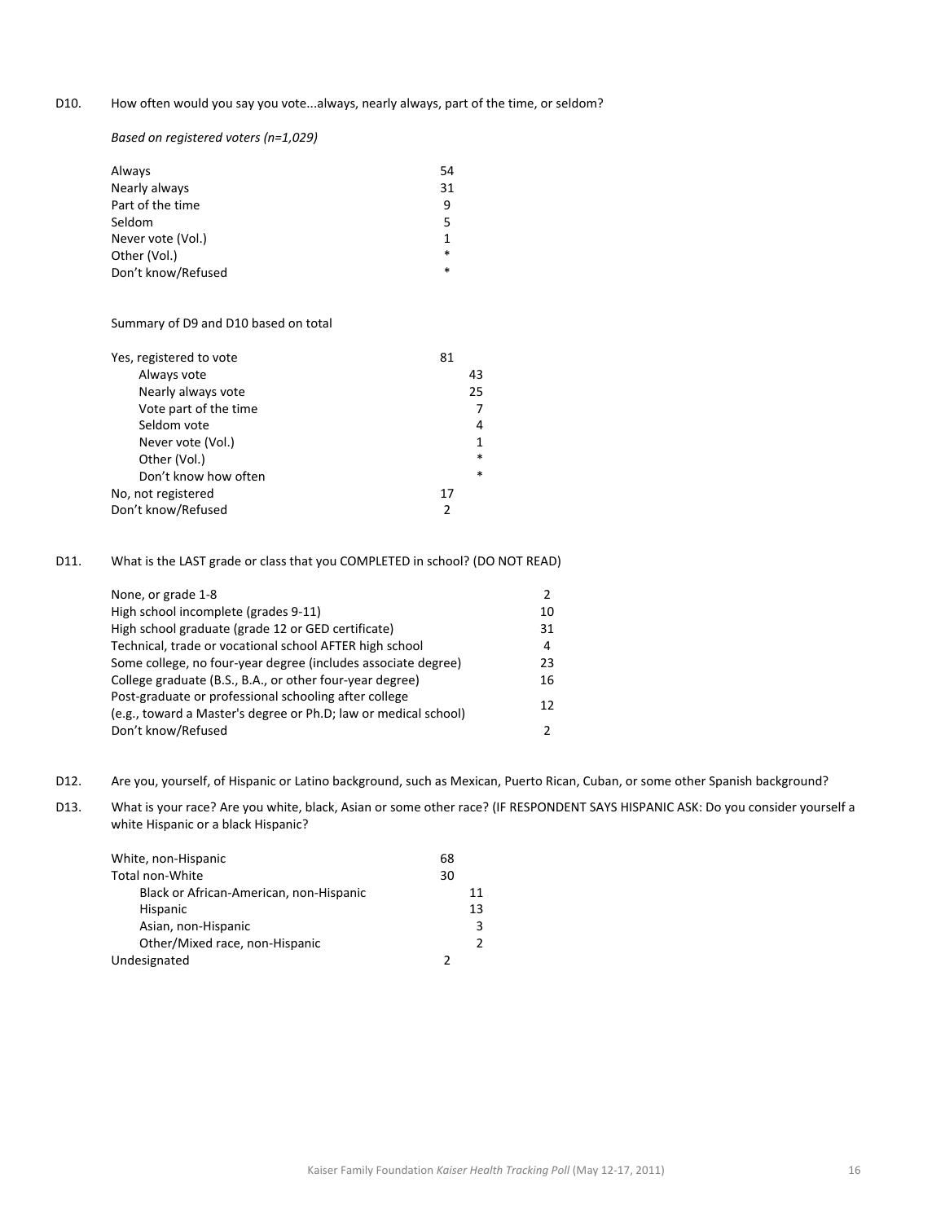D10. How often would you say you vote...always, nearly always, part of the time, or seldom?

*Based on registered voters (n=1,029)*

| | |
|---|---|
| Always | 54 |
| Nearly always | 31 |
| Part of the time | 9 |
| Seldom | 5 |
| Never vote (Vol.) | 1 |
| Other (Vol.) | * |
| Don't know/Refused | * |

Summary of D9 and D10 based on total

| | | |
|---|---|---|
| Yes, registered to vote | 81 | |
| Always vote | | 43 |
| Nearly always vote | | 25 |
| Vote part of the time | | 7 |
| Seldom vote | | 4 |
| Never vote (Vol.) | | 1 |
| Other (Vol.) | | * |
| Don't know how often | | * |
| No, not registered | 17 | |
| Don't know/Refused | 2 | |

D11. What is the LAST grade or class that you COMPLETED in school? (DO NOT READ)

| | |
|---|---|
| None, or grade 1-8 | 2 |
| High school incomplete (grades 9-11) | 10 |
| High school graduate (grade 12 or GED certificate) | 31 |
| Technical, trade or vocational school AFTER high school | 4 |
| Some college, no four-year degree (includes associate degree) | 23 |
| College graduate (B.S., B.A., or other four-year degree) | 16 |
| Post-graduate or professional schooling after college (e.g., toward a Master's degree or Ph.D; law or medical school) | 12 |
| Don't know/Refused | 2 |

D12. Are you, yourself, of Hispanic or Latino background, such as Mexican, Puerto Rican, Cuban, or some other Spanish background?

D13. What is your race? Are you white, black, Asian or some other race? (IF RESPONDENT SAYS HISPANIC ASK: Do you consider yourself a white Hispanic or a black Hispanic?

| | | |
|---|---|---|
| White, non-Hispanic | 68 | |
| Total non-White | 30 | |
| Black or African-American, non-Hispanic | | 11 |
| Hispanic | | 13 |
| Asian, non-Hispanic | | 3 |
| Other/Mixed race, non-Hispanic | | 2 |
| Undesignated | 2 | |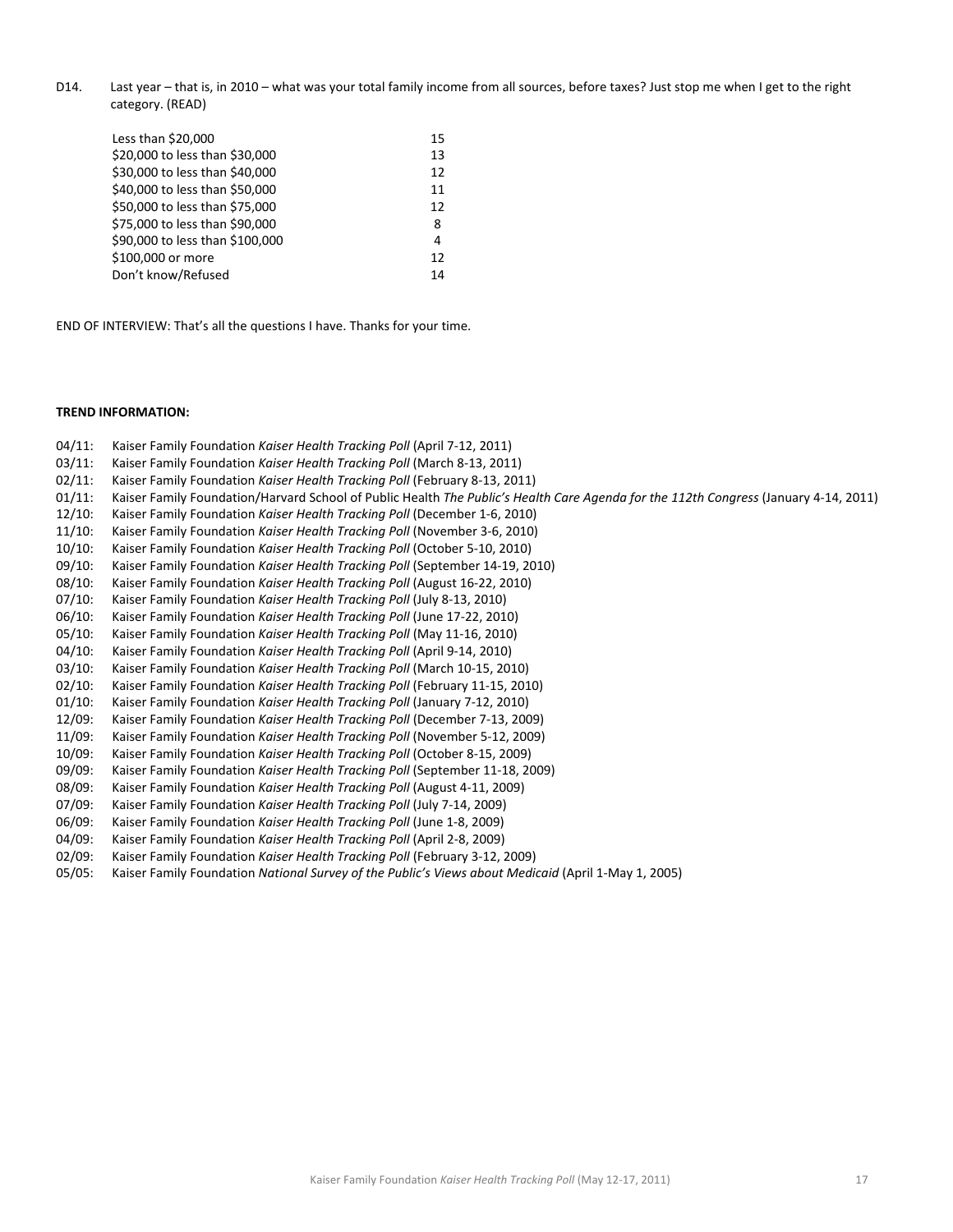D14. Last year – that is, in 2010 – what was your total family income from all sources, before taxes? Just stop me when I get to the right category. (READ)

| | |
|---|---|
| Less than $20,000 | 15 |
| $20,000 to less than $30,000 | 13 |
| $30,000 to less than $40,000 | 12 |
| $40,000 to less than $50,000 | 11 |
| $50,000 to less than $75,000 | 12 |
| $75,000 to less than $90,000 | 8 |
| $90,000 to less than $100,000 | 4 |
| $100,000 or more | 12 |
| Don't know/Refused | 14 |

END OF INTERVIEW: That's all the questions I have. Thanks for your time.

**TREND INFORMATION:**

04/11: Kaiser Family Foundation *Kaiser Health Tracking Poll* (April 7-12, 2011)
03/11: Kaiser Family Foundation *Kaiser Health Tracking Poll* (March 8-13, 2011)
02/11: Kaiser Family Foundation *Kaiser Health Tracking Poll* (February 8-13, 2011)
01/11: Kaiser Family Foundation/Harvard School of Public Health *The Public's Health Care Agenda for the 112th Congress* (January 4-14, 2011)
12/10: Kaiser Family Foundation *Kaiser Health Tracking Poll* (December 1-6, 2010)
11/10: Kaiser Family Foundation *Kaiser Health Tracking Poll* (November 3-6, 2010)
10/10: Kaiser Family Foundation *Kaiser Health Tracking Poll* (October 5-10, 2010)
09/10: Kaiser Family Foundation *Kaiser Health Tracking Poll* (September 14-19, 2010)
08/10: Kaiser Family Foundation *Kaiser Health Tracking Poll* (August 16-22, 2010)
07/10: Kaiser Family Foundation *Kaiser Health Tracking Poll* (July 8-13, 2010)
06/10: Kaiser Family Foundation *Kaiser Health Tracking Poll* (June 17-22, 2010)
05/10: Kaiser Family Foundation *Kaiser Health Tracking Poll* (May 11-16, 2010)
04/10: Kaiser Family Foundation *Kaiser Health Tracking Poll* (April 9-14, 2010)
03/10: Kaiser Family Foundation *Kaiser Health Tracking Poll* (March 10-15, 2010)
02/10: Kaiser Family Foundation *Kaiser Health Tracking Poll* (February 11-15, 2010)
01/10: Kaiser Family Foundation *Kaiser Health Tracking Poll* (January 7-12, 2010)
12/09: Kaiser Family Foundation *Kaiser Health Tracking Poll* (December 7-13, 2009)
11/09: Kaiser Family Foundation *Kaiser Health Tracking Poll* (November 5-12, 2009)
10/09: Kaiser Family Foundation *Kaiser Health Tracking Poll* (October 8-15, 2009)
09/09: Kaiser Family Foundation *Kaiser Health Tracking Poll* (September 11-18, 2009)
08/09: Kaiser Family Foundation *Kaiser Health Tracking Poll* (August 4-11, 2009)
07/09: Kaiser Family Foundation *Kaiser Health Tracking Poll* (July 7-14, 2009)
06/09: Kaiser Family Foundation *Kaiser Health Tracking Poll* (June 1-8, 2009)
04/09: Kaiser Family Foundation *Kaiser Health Tracking Poll* (April 2-8, 2009)
02/09: Kaiser Family Foundation *Kaiser Health Tracking Poll* (February 3-12, 2009)
05/05: Kaiser Family Foundation *National Survey of the Public's Views about Medicaid* (April 1-May 1, 2005)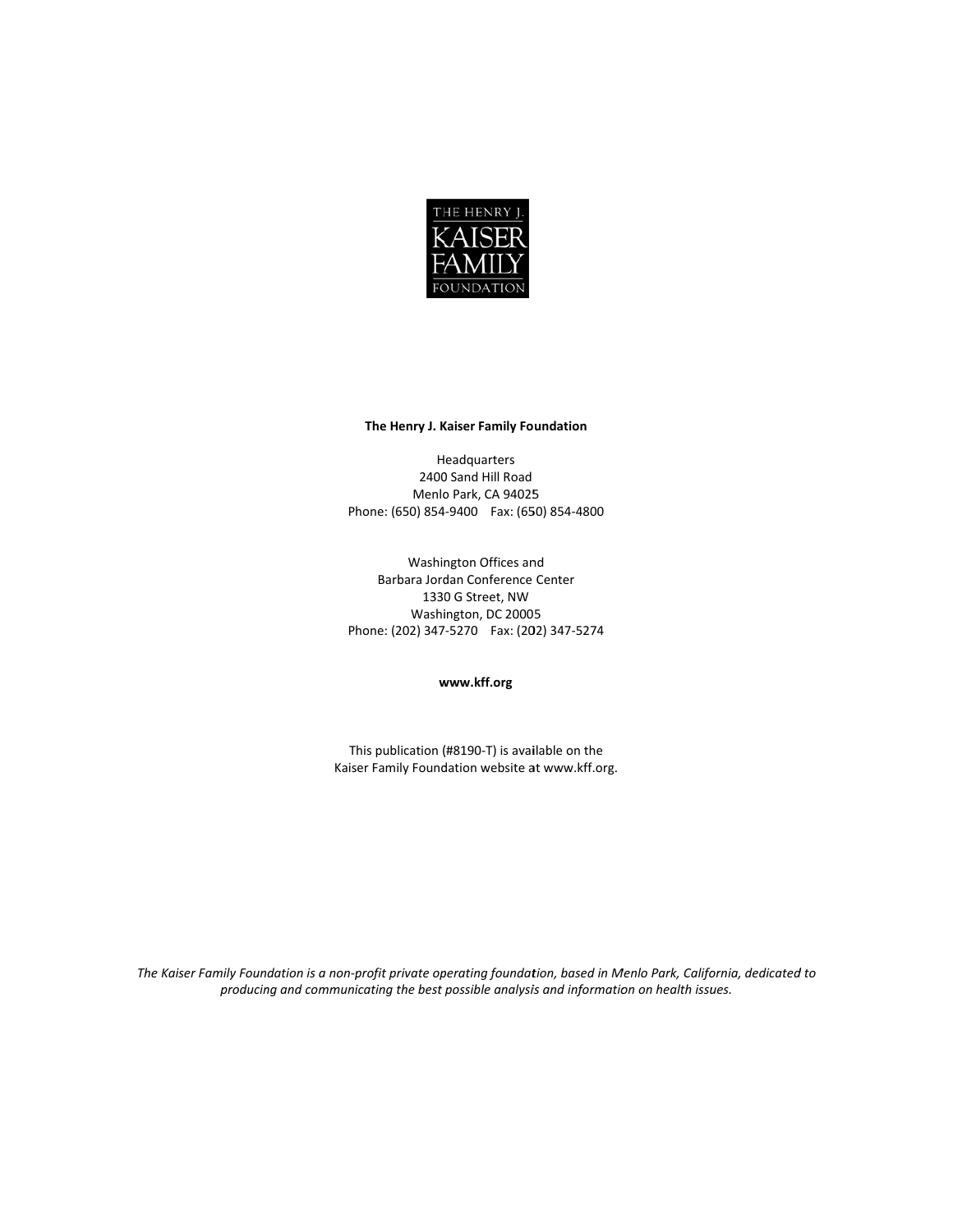THE HENRY J.
KAISER
FAMILY
FOUNDATION

**The Henry J. Kaiser Family Foundation**

Headquarters
2400 Sand Hill Road
Menlo Park, CA 94025
Phone: (650) 854-9400 Fax: (650) 854-4800

Washington Offices and
Barbara Jordan Conference Center
1330 G Street, NW
Washington, DC 20005
Phone: (202) 347-5270 Fax: (202) 347-5274

**www.kff.org**

This publication (#8190-T) is available on the
Kaiser Family Foundation website at www.kff.org.

*The Kaiser Family Foundation is a non-profit private operating foundation, based in Menlo Park, California, dedicated to producing and communicating the best possible analysis and information on health issues.*